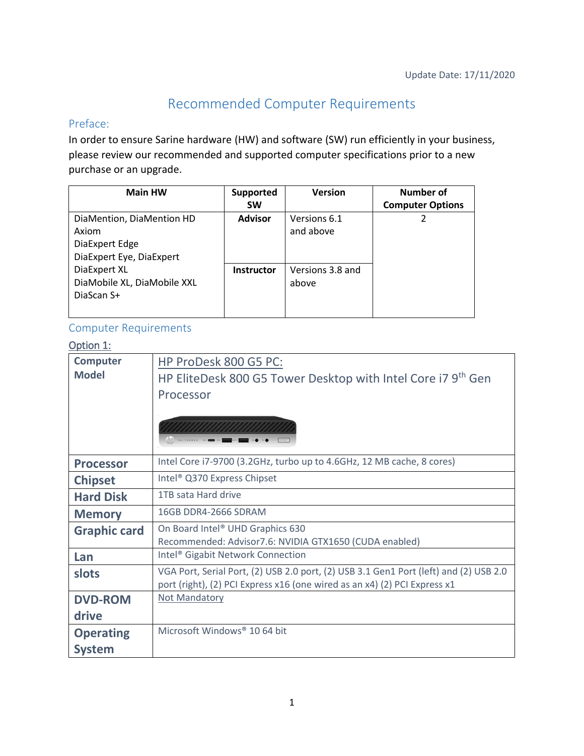Update Date: 17/11/2020

# Recommended Computer Requirements

## Preface:

In order to ensure Sarine hardware (HW) and software (SW) run efficiently in your business, please review our recommended and supported computer specifications prior to a new purchase or an upgrade.

| Main HW | Supported SW | Version | Number of Computer Options |
|---|---|---|---|
| DiaMention, DiaMention HD<br>Axiom<br>DiaExpert Edge<br>DiaExpert Eye, DiaExpert<br>DiaExpert XL<br>DiaMobile XL, DiaMobile XXL<br>DiaScan S+ | **Advisor** | Versions 6.1 and above | 2 |
| | **Instructor** | Versions 3.8 and above | |

## Computer Requirements

Option 1:

| | |
|---|---|
| **Computer Model** | HP ProDesk 800 G5 PC:<br>HP EliteDesk 800 G5 Tower Desktop with Intel Core i7 9th Gen Processor |
| **Processor** | Intel Core i7-9700 (3.2GHz, turbo up to 4.6GHz, 12 MB cache, 8 cores) |
| **Chipset** | Intel® Q370 Express Chipset |
| **Hard Disk** | 1TB sata Hard drive |
| **Memory** | 16GB DDR4-2666 SDRAM |
| **Graphic card** | On Board Intel® UHD Graphics 630<br>Recommended: Advisor7.6: NVIDIA GTX1650 (CUDA enabled) |
| **Lan** | Intel® Gigabit Network Connection |
| **slots** | VGA Port, Serial Port, (2) USB 2.0 port, (2) USB 3.1 Gen1 Port (left) and (2) USB 2.0 port (right), (2) PCI Express x16 (one wired as an x4) (2) PCI Express x1 |
| **DVD-ROM drive** | Not Mandatory |
| **Operating System** | Microsoft Windows® 10 64 bit |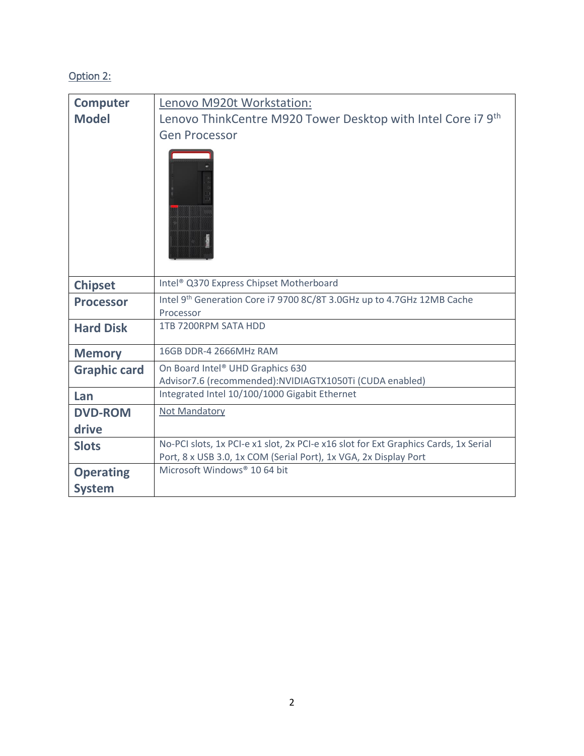Option 2:

| | |
|---|---|
| **Computer Model** | Lenovo M920t Workstation: Lenovo ThinkCentre M920 Tower Desktop with Intel Core i7 9th Gen Processor |
| **Chipset** | Intel® Q370 Express Chipset Motherboard |
| **Processor** | Intel 9th Generation Core i7 9700 8C/8T 3.0GHz up to 4.7GHz 12MB Cache Processor |
| **Hard Disk** | 1TB 7200RPM SATA HDD |
| **Memory** | 16GB DDR-4 2666MHz RAM |
| **Graphic card** | On Board Intel® UHD Graphics 630<br>Advisor7.6 (recommended):NVIDIAGTX1050Ti (CUDA enabled) |
| **Lan** | Integrated Intel 10/100/1000 Gigabit Ethernet |
| **DVD-ROM drive** | Not Mandatory |
| **Slots** | No-PCI slots, 1x PCI-e x1 slot, 2x PCI-e x16 slot for Ext Graphics Cards, 1x Serial Port, 8 x USB 3.0, 1x COM (Serial Port), 1x VGA, 2x Display Port |
| **Operating System** | Microsoft Windows® 10 64 bit |